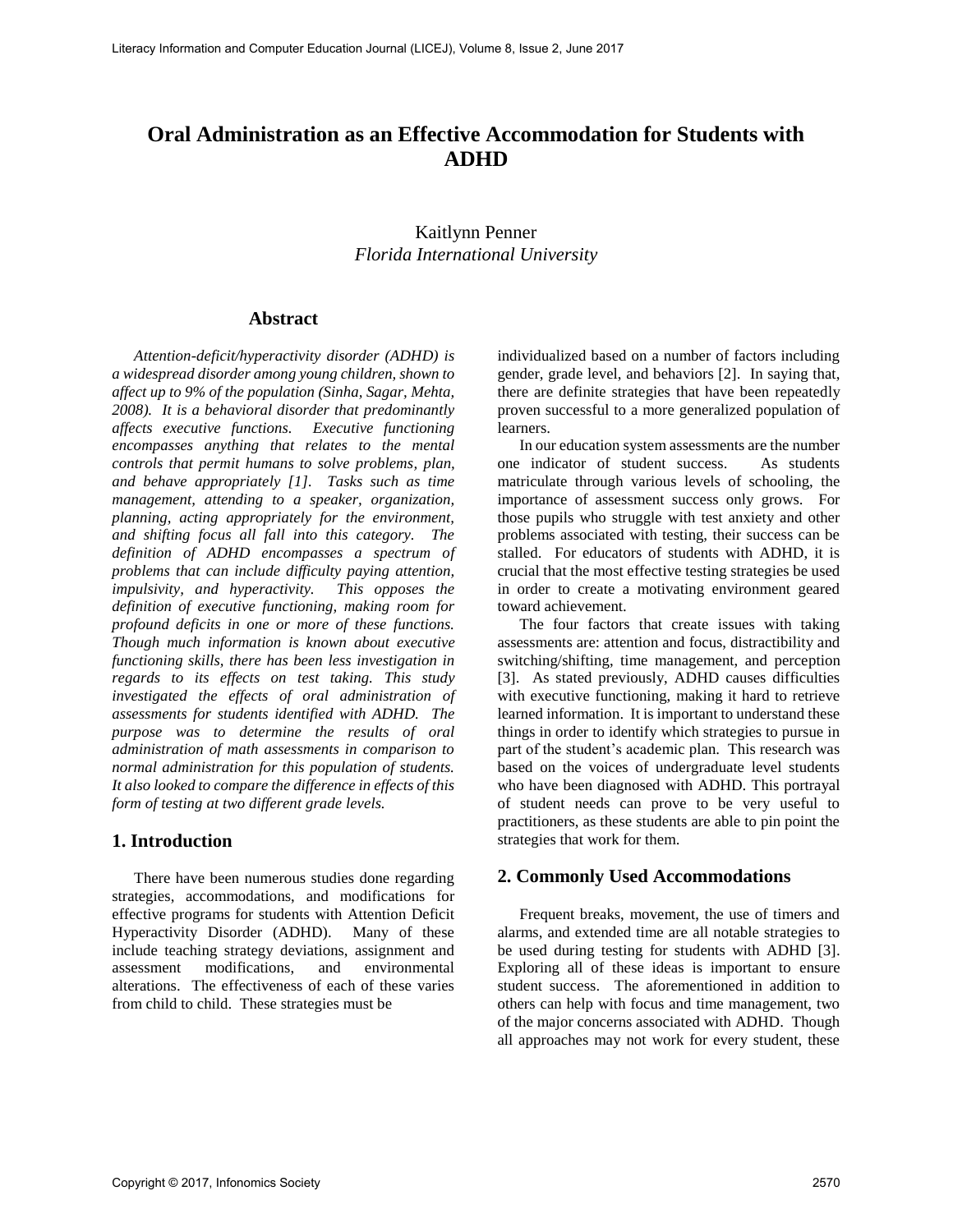# Oral Administration as an Effective Accommodation for Students with ADHD

Kaitlynn Penner
*Florida International University*

## Abstract

*Attention-deficit/hyperactivity disorder (ADHD) is a widespread disorder among young children, shown to affect up to 9% of the population (Sinha, Sagar, Mehta, 2008). It is a behavioral disorder that predominantly affects executive functions. Executive functioning encompasses anything that relates to the mental controls that permit humans to solve problems, plan, and behave appropriately [1]. Tasks such as time management, attending to a speaker, organization, planning, acting appropriately for the environment, and shifting focus all fall into this category. The definition of ADHD encompasses a spectrum of problems that can include difficulty paying attention, impulsivity, and hyperactivity. This opposes the definition of executive functioning, making room for profound deficits in one or more of these functions. Though much information is known about executive functioning skills, there has been less investigation in regards to its effects on test taking. This study investigated the effects of oral administration of assessments for students identified with ADHD. The purpose was to determine the results of oral administration of math assessments in comparison to normal administration for this population of students. It also looked to compare the difference in effects of this form of testing at two different grade levels.*

## 1. Introduction

There have been numerous studies done regarding strategies, accommodations, and modifications for effective programs for students with Attention Deficit Hyperactivity Disorder (ADHD). Many of these include teaching strategy deviations, assignment and assessment modifications, and environmental alterations. The effectiveness of each of these varies from child to child. These strategies must be individualized based on a number of factors including gender, grade level, and behaviors [2]. In saying that, there are definite strategies that have been repeatedly proven successful to a more generalized population of learners.

In our education system assessments are the number one indicator of student success. As students matriculate through various levels of schooling, the importance of assessment success only grows. For those pupils who struggle with test anxiety and other problems associated with testing, their success can be stalled. For educators of students with ADHD, it is crucial that the most effective testing strategies be used in order to create a motivating environment geared toward achievement.

The four factors that create issues with taking assessments are: attention and focus, distractibility and switching/shifting, time management, and perception [3]. As stated previously, ADHD causes difficulties with executive functioning, making it hard to retrieve learned information. It is important to understand these things in order to identify which strategies to pursue in part of the student's academic plan. This research was based on the voices of undergraduate level students who have been diagnosed with ADHD. This portrayal of student needs can prove to be very useful to practitioners, as these students are able to pin point the strategies that work for them.

## 2. Commonly Used Accommodations

Frequent breaks, movement, the use of timers and alarms, and extended time are all notable strategies to be used during testing for students with ADHD [3]. Exploring all of these ideas is important to ensure student success. The aforementioned in addition to others can help with focus and time management, two of the major concerns associated with ADHD. Though all approaches may not work for every student, these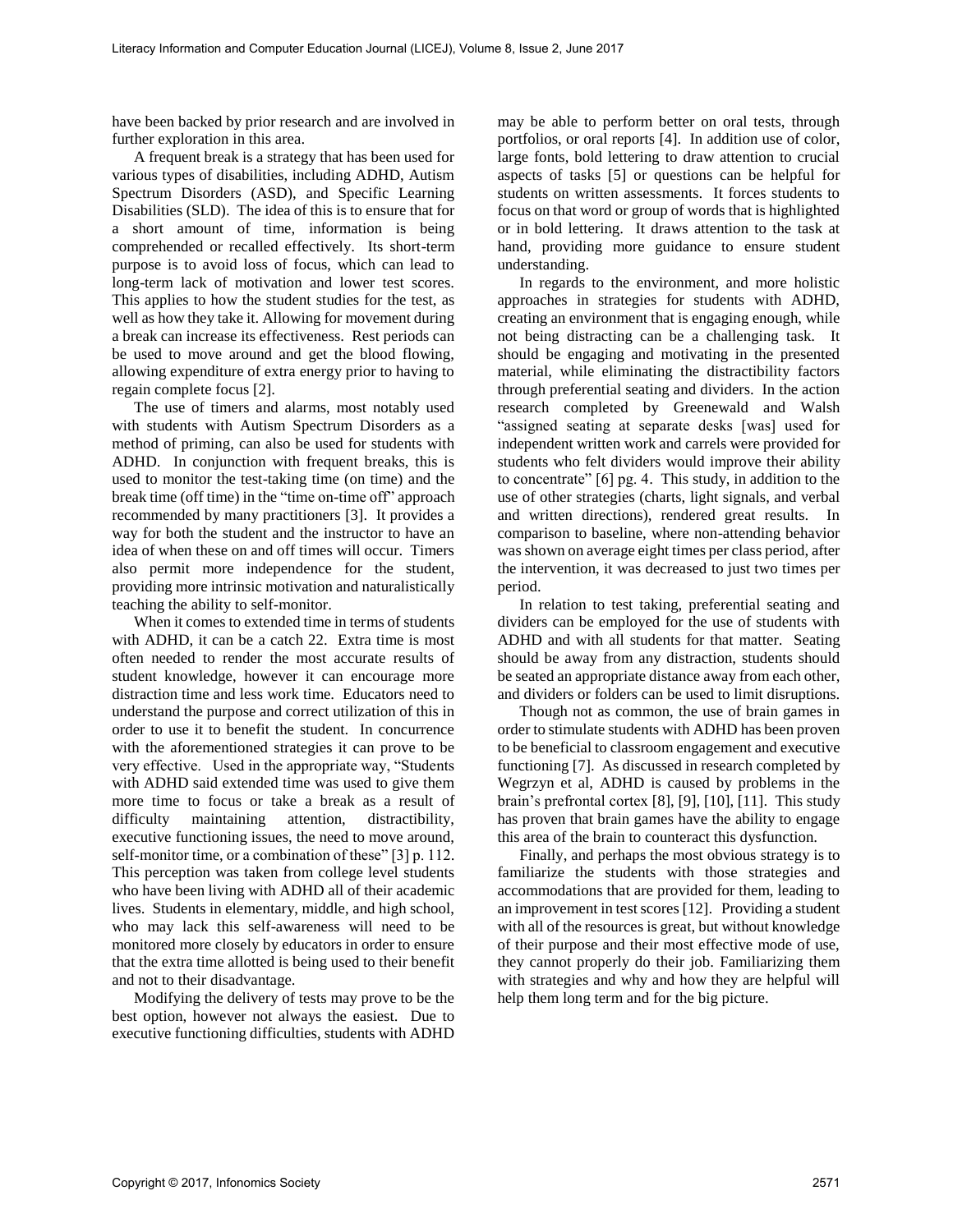have been backed by prior research and are involved in further exploration in this area.

A frequent break is a strategy that has been used for various types of disabilities, including ADHD, Autism Spectrum Disorders (ASD), and Specific Learning Disabilities (SLD). The idea of this is to ensure that for a short amount of time, information is being comprehended or recalled effectively. Its short-term purpose is to avoid loss of focus, which can lead to long-term lack of motivation and lower test scores. This applies to how the student studies for the test, as well as how they take it. Allowing for movement during a break can increase its effectiveness. Rest periods can be used to move around and get the blood flowing, allowing expenditure of extra energy prior to having to regain complete focus [2].

The use of timers and alarms, most notably used with students with Autism Spectrum Disorders as a method of priming, can also be used for students with ADHD. In conjunction with frequent breaks, this is used to monitor the test-taking time (on time) and the break time (off time) in the "time on-time off" approach recommended by many practitioners [3]. It provides a way for both the student and the instructor to have an idea of when these on and off times will occur. Timers also permit more independence for the student, providing more intrinsic motivation and naturalistically teaching the ability to self-monitor.

When it comes to extended time in terms of students with ADHD, it can be a catch 22. Extra time is most often needed to render the most accurate results of student knowledge, however it can encourage more distraction time and less work time. Educators need to understand the purpose and correct utilization of this in order to use it to benefit the student. In concurrence with the aforementioned strategies it can prove to be very effective. Used in the appropriate way, "Students with ADHD said extended time was used to give them more time to focus or take a break as a result of difficulty maintaining attention, distractibility, executive functioning issues, the need to move around, self-monitor time, or a combination of these" [3] p. 112. This perception was taken from college level students who have been living with ADHD all of their academic lives. Students in elementary, middle, and high school, who may lack this self-awareness will need to be monitored more closely by educators in order to ensure that the extra time allotted is being used to their benefit and not to their disadvantage.

Modifying the delivery of tests may prove to be the best option, however not always the easiest. Due to executive functioning difficulties, students with ADHD may be able to perform better on oral tests, through portfolios, or oral reports [4]. In addition use of color, large fonts, bold lettering to draw attention to crucial aspects of tasks [5] or questions can be helpful for students on written assessments. It forces students to focus on that word or group of words that is highlighted or in bold lettering. It draws attention to the task at hand, providing more guidance to ensure student understanding.

In regards to the environment, and more holistic approaches in strategies for students with ADHD, creating an environment that is engaging enough, while not being distracting can be a challenging task. It should be engaging and motivating in the presented material, while eliminating the distractibility factors through preferential seating and dividers. In the action research completed by Greenewald and Walsh "assigned seating at separate desks [was] used for independent written work and carrels were provided for students who felt dividers would improve their ability to concentrate" [6] pg. 4. This study, in addition to the use of other strategies (charts, light signals, and verbal and written directions), rendered great results. In comparison to baseline, where non-attending behavior was shown on average eight times per class period, after the intervention, it was decreased to just two times per period.

In relation to test taking, preferential seating and dividers can be employed for the use of students with ADHD and with all students for that matter. Seating should be away from any distraction, students should be seated an appropriate distance away from each other, and dividers or folders can be used to limit disruptions.

Though not as common, the use of brain games in order to stimulate students with ADHD has been proven to be beneficial to classroom engagement and executive functioning [7]. As discussed in research completed by Wegrzyn et al, ADHD is caused by problems in the brain's prefrontal cortex [8], [9], [10], [11]. This study has proven that brain games have the ability to engage this area of the brain to counteract this dysfunction.

Finally, and perhaps the most obvious strategy is to familiarize the students with those strategies and accommodations that are provided for them, leading to an improvement in test scores [12]. Providing a student with all of the resources is great, but without knowledge of their purpose and their most effective mode of use, they cannot properly do their job. Familiarizing them with strategies and why and how they are helpful will help them long term and for the big picture.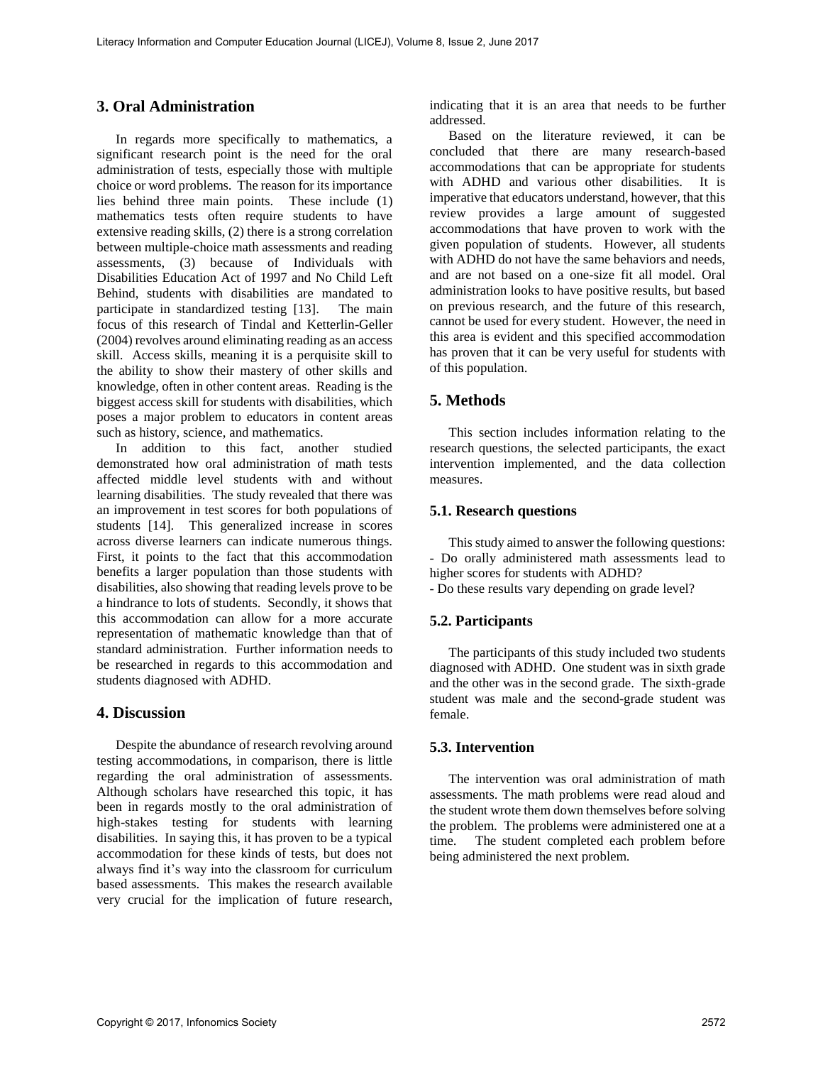## 3. Oral Administration

In regards more specifically to mathematics, a significant research point is the need for the oral administration of tests, especially those with multiple choice or word problems. The reason for its importance lies behind three main points. These include (1) mathematics tests often require students to have extensive reading skills, (2) there is a strong correlation between multiple-choice math assessments and reading assessments, (3) because of Individuals with Disabilities Education Act of 1997 and No Child Left Behind, students with disabilities are mandated to participate in standardized testing [13]. The main focus of this research of Tindal and Ketterlin-Geller (2004) revolves around eliminating reading as an access skill. Access skills, meaning it is a perquisite skill to the ability to show their mastery of other skills and knowledge, often in other content areas. Reading is the biggest access skill for students with disabilities, which poses a major problem to educators in content areas such as history, science, and mathematics.

In addition to this fact, another studied demonstrated how oral administration of math tests affected middle level students with and without learning disabilities. The study revealed that there was an improvement in test scores for both populations of students [14]. This generalized increase in scores across diverse learners can indicate numerous things. First, it points to the fact that this accommodation benefits a larger population than those students with disabilities, also showing that reading levels prove to be a hindrance to lots of students. Secondly, it shows that this accommodation can allow for a more accurate representation of mathematic knowledge than that of standard administration. Further information needs to be researched in regards to this accommodation and students diagnosed with ADHD.

## 4. Discussion

Despite the abundance of research revolving around testing accommodations, in comparison, there is little regarding the oral administration of assessments. Although scholars have researched this topic, it has been in regards mostly to the oral administration of high-stakes testing for students with learning disabilities. In saying this, it has proven to be a typical accommodation for these kinds of tests, but does not always find it's way into the classroom for curriculum based assessments. This makes the research available very crucial for the implication of future research, indicating that it is an area that needs to be further addressed.

Based on the literature reviewed, it can be concluded that there are many research-based accommodations that can be appropriate for students with ADHD and various other disabilities. It is imperative that educators understand, however, that this review provides a large amount of suggested accommodations that have proven to work with the given population of students. However, all students with ADHD do not have the same behaviors and needs, and are not based on a one-size fit all model. Oral administration looks to have positive results, but based on previous research, and the future of this research, cannot be used for every student. However, the need in this area is evident and this specified accommodation has proven that it can be very useful for students with of this population.

## 5. Methods

This section includes information relating to the research questions, the selected participants, the exact intervention implemented, and the data collection measures.

### 5.1. Research questions

This study aimed to answer the following questions:
- Do orally administered math assessments lead to higher scores for students with ADHD?
- Do these results vary depending on grade level?

### 5.2. Participants

The participants of this study included two students diagnosed with ADHD. One student was in sixth grade and the other was in the second grade. The sixth-grade student was male and the second-grade student was female.

### 5.3. Intervention

The intervention was oral administration of math assessments. The math problems were read aloud and the student wrote them down themselves before solving the problem. The problems were administered one at a time. The student completed each problem before being administered the next problem.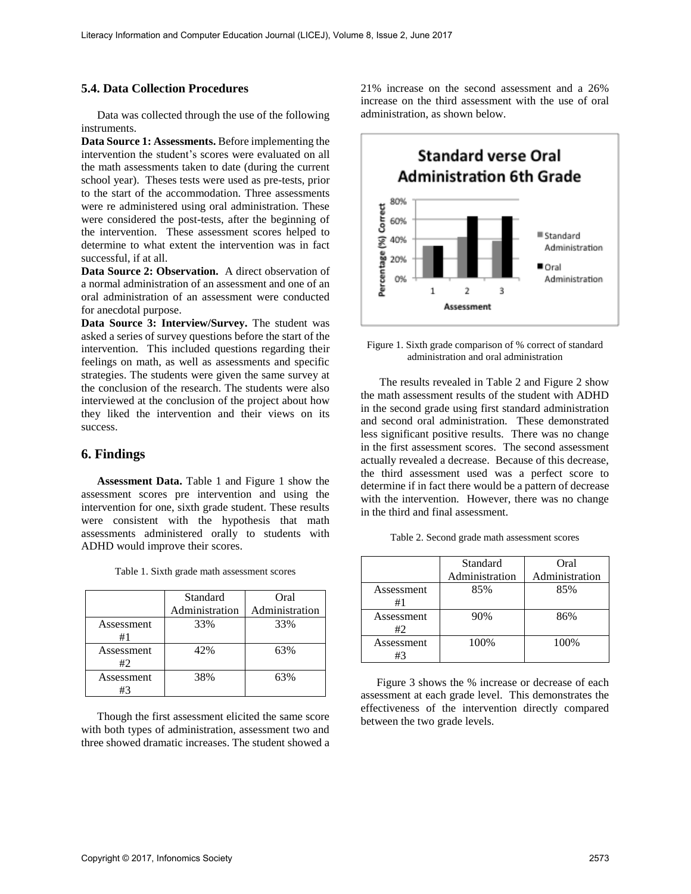### 5.4. Data Collection Procedures

Data was collected through the use of the following instruments.

**Data Source 1: Assessments.** Before implementing the intervention the student's scores were evaluated on all the math assessments taken to date (during the current school year). Theses tests were used as pre-tests, prior to the start of the accommodation. Three assessments were re administered using oral administration. These were considered the post-tests, after the beginning of the intervention. These assessment scores helped to determine to what extent the intervention was in fact successful, if at all.

**Data Source 2: Observation.** A direct observation of a normal administration of an assessment and one of an oral administration of an assessment were conducted for anecdotal purpose.

**Data Source 3: Interview/Survey.** The student was asked a series of survey questions before the start of the intervention. This included questions regarding their feelings on math, as well as assessments and specific strategies. The students were given the same survey at the conclusion of the research. The students were also interviewed at the conclusion of the project about how they liked the intervention and their views on its success.

## 6. Findings

**Assessment Data.** Table 1 and Figure 1 show the assessment scores pre intervention and using the intervention for one, sixth grade student. These results were consistent with the hypothesis that math assessments administered orally to students with ADHD would improve their scores.

Table 1. Sixth grade math assessment scores

| | Standard Administration | Oral Administration |
|---|---|---|
| Assessment #1 | 33% | 33% |
| Assessment #2 | 42% | 63% |
| Assessment #3 | 38% | 63% |

Though the first assessment elicited the same score with both types of administration, assessment two and three showed dramatic increases. The student showed a 21% increase on the second assessment and a 26% increase on the third assessment with the use of oral administration, as shown below.

Figure 1. Sixth grade comparison of % correct of standard administration and oral administration

The results revealed in Table 2 and Figure 2 show the math assessment results of the student with ADHD in the second grade using first standard administration and second oral administration. These demonstrated less significant positive results. There was no change in the first assessment scores. The second assessment actually revealed a decrease. Because of this decrease, the third assessment used was a perfect score to determine if in fact there would be a pattern of decrease with the intervention. However, there was no change in the third and final assessment.

Table 2. Second grade math assessment scores

| | Standard Administration | Oral Administration |
|---|---|---|
| Assessment #1 | 85% | 85% |
| Assessment #2 | 90% | 86% |
| Assessment #3 | 100% | 100% |

Figure 3 shows the % increase or decrease of each assessment at each grade level. This demonstrates the effectiveness of the intervention directly compared between the two grade levels.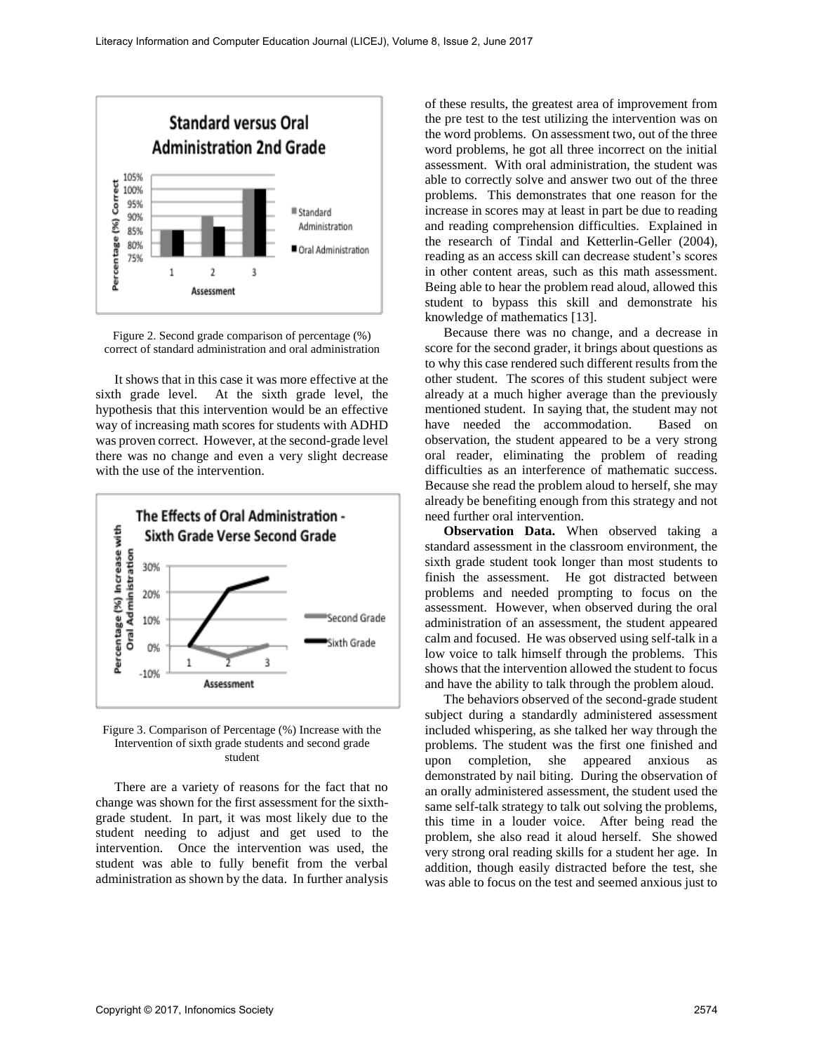Figure 2. Second grade comparison of percentage (%) correct of standard administration and oral administration

It shows that in this case it was more effective at the sixth grade level. At the sixth grade level, the hypothesis that this intervention would be an effective way of increasing math scores for students with ADHD was proven correct. However, at the second-grade level there was no change and even a very slight decrease with the use of the intervention.

Figure 3. Comparison of Percentage (%) Increase with the Intervention of sixth grade students and second grade student

There are a variety of reasons for the fact that no change was shown for the first assessment for the sixth-grade student. In part, it was most likely due to the student needing to adjust and get used to the intervention. Once the intervention was used, the student was able to fully benefit from the verbal administration as shown by the data. In further analysis of these results, the greatest area of improvement from the pre test to the test utilizing the intervention was on the word problems. On assessment two, out of the three word problems, he got all three incorrect on the initial assessment. With oral administration, the student was able to correctly solve and answer two out of the three problems. This demonstrates that one reason for the increase in scores may at least in part be due to reading and reading comprehension difficulties. Explained in the research of Tindal and Ketterlin-Geller (2004), reading as an access skill can decrease student's scores in other content areas, such as this math assessment. Being able to hear the problem read aloud, allowed this student to bypass this skill and demonstrate his knowledge of mathematics [13].

Because there was no change, and a decrease in score for the second grader, it brings about questions as to why this case rendered such different results from the other student. The scores of this student subject were already at a much higher average than the previously mentioned student. In saying that, the student may not have needed the accommodation. Based on observation, the student appeared to be a very strong oral reader, eliminating the problem of reading difficulties as an interference of mathematic success. Because she read the problem aloud to herself, she may already be benefiting enough from this strategy and not need further oral intervention.

**Observation Data.** When observed taking a standard assessment in the classroom environment, the sixth grade student took longer than most students to finish the assessment. He got distracted between problems and needed prompting to focus on the assessment. However, when observed during the oral administration of an assessment, the student appeared calm and focused. He was observed using self-talk in a low voice to talk himself through the problems. This shows that the intervention allowed the student to focus and have the ability to talk through the problem aloud.

The behaviors observed of the second-grade student subject during a standardly administered assessment included whispering, as she talked her way through the problems. The student was the first one finished and upon completion, she appeared anxious as demonstrated by nail biting. During the observation of an orally administered assessment, the student used the same self-talk strategy to talk out solving the problems, this time in a louder voice. After being read the problem, she also read it aloud herself. She showed very strong oral reading skills for a student her age. In addition, though easily distracted before the test, she was able to focus on the test and seemed anxious just to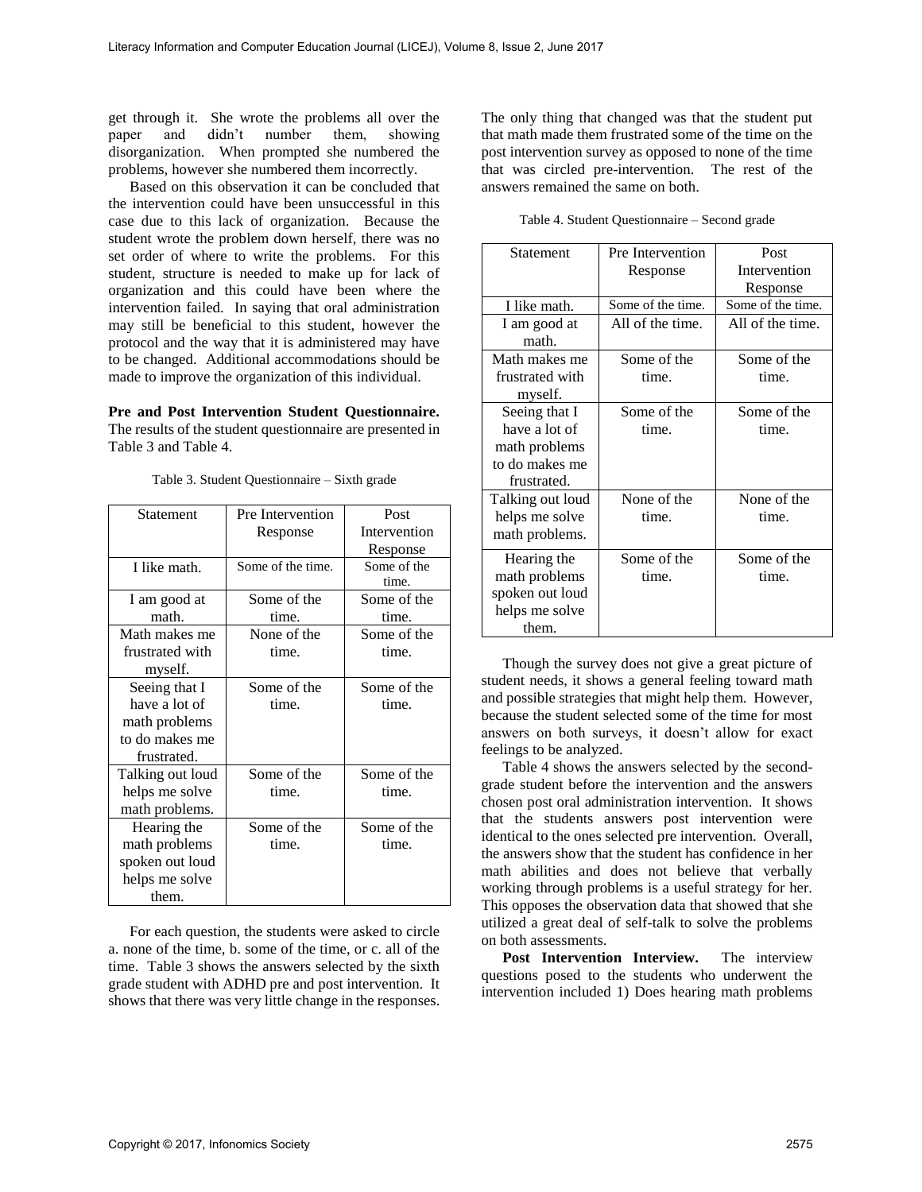get through it. She wrote the problems all over the paper and didn't number them, showing disorganization. When prompted she numbered the problems, however she numbered them incorrectly.

Based on this observation it can be concluded that the intervention could have been unsuccessful in this case due to this lack of organization. Because the student wrote the problem down herself, there was no set order of where to write the problems. For this student, structure is needed to make up for lack of organization and this could have been where the intervention failed. In saying that oral administration may still be beneficial to this student, however the protocol and the way that it is administered may have to be changed. Additional accommodations should be made to improve the organization of this individual.

**Pre and Post Intervention Student Questionnaire.** The results of the student questionnaire are presented in Table 3 and Table 4.

Table 3. Student Questionnaire – Sixth grade

| Statement | Pre Intervention Response | Post Intervention Response |
|---|---|---|
| I like math. | Some of the time. | Some of the time. |
| I am good at math. | Some of the time. | Some of the time. |
| Math makes me frustrated with myself. | None of the time. | Some of the time. |
| Seeing that I have a lot of math problems to do makes me frustrated. | Some of the time. | Some of the time. |
| Talking out loud helps me solve math problems. | Some of the time. | Some of the time. |
| Hearing the math problems spoken out loud helps me solve them. | Some of the time. | Some of the time. |

For each question, the students were asked to circle a. none of the time, b. some of the time, or c. all of the time. Table 3 shows the answers selected by the sixth grade student with ADHD pre and post intervention. It shows that there was very little change in the responses. The only thing that changed was that the student put that math made them frustrated some of the time on the post intervention survey as opposed to none of the time that was circled pre-intervention. The rest of the answers remained the same on both.

Table 4. Student Questionnaire – Second grade

| Statement | Pre Intervention Response | Post Intervention Response |
|---|---|---|
| I like math. | Some of the time. | Some of the time. |
| I am good at math. | All of the time. | All of the time. |
| Math makes me frustrated with myself. | Some of the time. | Some of the time. |
| Seeing that I have a lot of math problems to do makes me frustrated. | Some of the time. | Some of the time. |
| Talking out loud helps me solve math problems. | None of the time. | None of the time. |
| Hearing the math problems spoken out loud helps me solve them. | Some of the time. | Some of the time. |

Though the survey does not give a great picture of student needs, it shows a general feeling toward math and possible strategies that might help them. However, because the student selected some of the time for most answers on both surveys, it doesn't allow for exact feelings to be analyzed.

Table 4 shows the answers selected by the second-grade student before the intervention and the answers chosen post oral administration intervention. It shows that the students answers post intervention were identical to the ones selected pre intervention. Overall, the answers show that the student has confidence in her math abilities and does not believe that verbally working through problems is a useful strategy for her. This opposes the observation data that showed that she utilized a great deal of self-talk to solve the problems on both assessments.

**Post Intervention Interview.** The interview questions posed to the students who underwent the intervention included 1) Does hearing math problems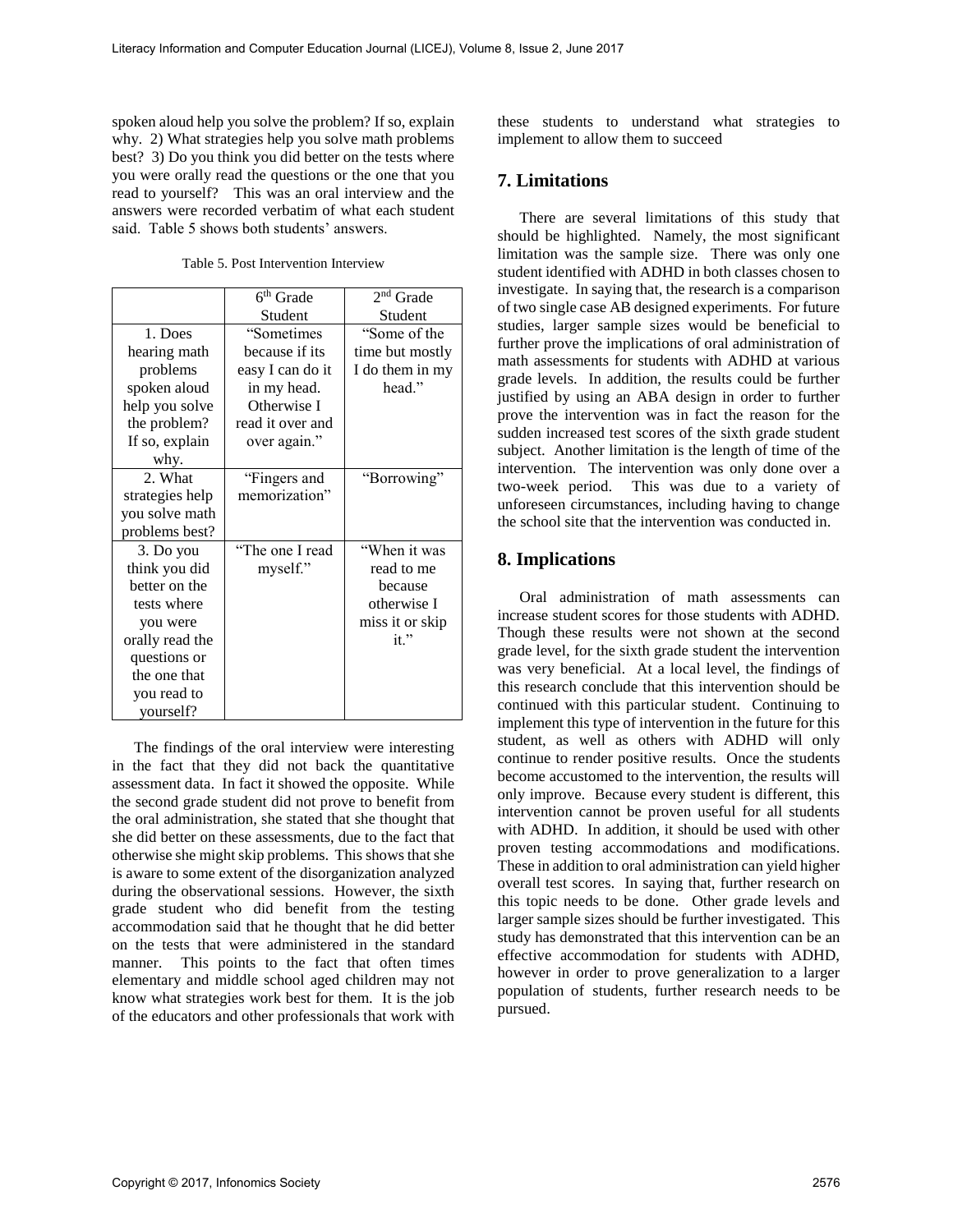spoken aloud help you solve the problem? If so, explain why. 2) What strategies help you solve math problems best? 3) Do you think you did better on the tests where you were orally read the questions or the one that you read to yourself? This was an oral interview and the answers were recorded verbatim of what each student said. Table 5 shows both students' answers.

Table 5. Post Intervention Interview

| | 6th Grade Student | 2nd Grade Student |
|---|---|---|
| 1. Does hearing math problems spoken aloud help you solve the problem? If so, explain why. | "Sometimes because if its easy I can do it in my head. Otherwise I read it over and over again." | "Some of the time but mostly I do them in my head." |
| 2. What strategies help you solve math problems best? | "Fingers and memorization" | "Borrowing" |
| 3. Do you think you did better on the tests where you were orally read the questions or the one that you read to yourself? | "The one I read myself." | "When it was read to me because otherwise I miss it or skip it." |

The findings of the oral interview were interesting in the fact that they did not back the quantitative assessment data. In fact it showed the opposite. While the second grade student did not prove to benefit from the oral administration, she stated that she thought that she did better on these assessments, due to the fact that otherwise she might skip problems. This shows that she is aware to some extent of the disorganization analyzed during the observational sessions. However, the sixth grade student who did benefit from the testing accommodation said that he thought that he did better on the tests that were administered in the standard manner. This points to the fact that often times elementary and middle school aged children may not know what strategies work best for them. It is the job of the educators and other professionals that work with these students to understand what strategies to implement to allow them to succeed

## 7. Limitations

There are several limitations of this study that should be highlighted. Namely, the most significant limitation was the sample size. There was only one student identified with ADHD in both classes chosen to investigate. In saying that, the research is a comparison of two single case AB designed experiments. For future studies, larger sample sizes would be beneficial to further prove the implications of oral administration of math assessments for students with ADHD at various grade levels. In addition, the results could be further justified by using an ABA design in order to further prove the intervention was in fact the reason for the sudden increased test scores of the sixth grade student subject. Another limitation is the length of time of the intervention. The intervention was only done over a two-week period. This was due to a variety of unforeseen circumstances, including having to change the school site that the intervention was conducted in.

## 8. Implications

Oral administration of math assessments can increase student scores for those students with ADHD. Though these results were not shown at the second grade level, for the sixth grade student the intervention was very beneficial. At a local level, the findings of this research conclude that this intervention should be continued with this particular student. Continuing to implement this type of intervention in the future for this student, as well as others with ADHD will only continue to render positive results. Once the students become accustomed to the intervention, the results will only improve. Because every student is different, this intervention cannot be proven useful for all students with ADHD. In addition, it should be used with other proven testing accommodations and modifications. These in addition to oral administration can yield higher overall test scores. In saying that, further research on this topic needs to be done. Other grade levels and larger sample sizes should be further investigated. This study has demonstrated that this intervention can be an effective accommodation for students with ADHD, however in order to prove generalization to a larger population of students, further research needs to be pursued.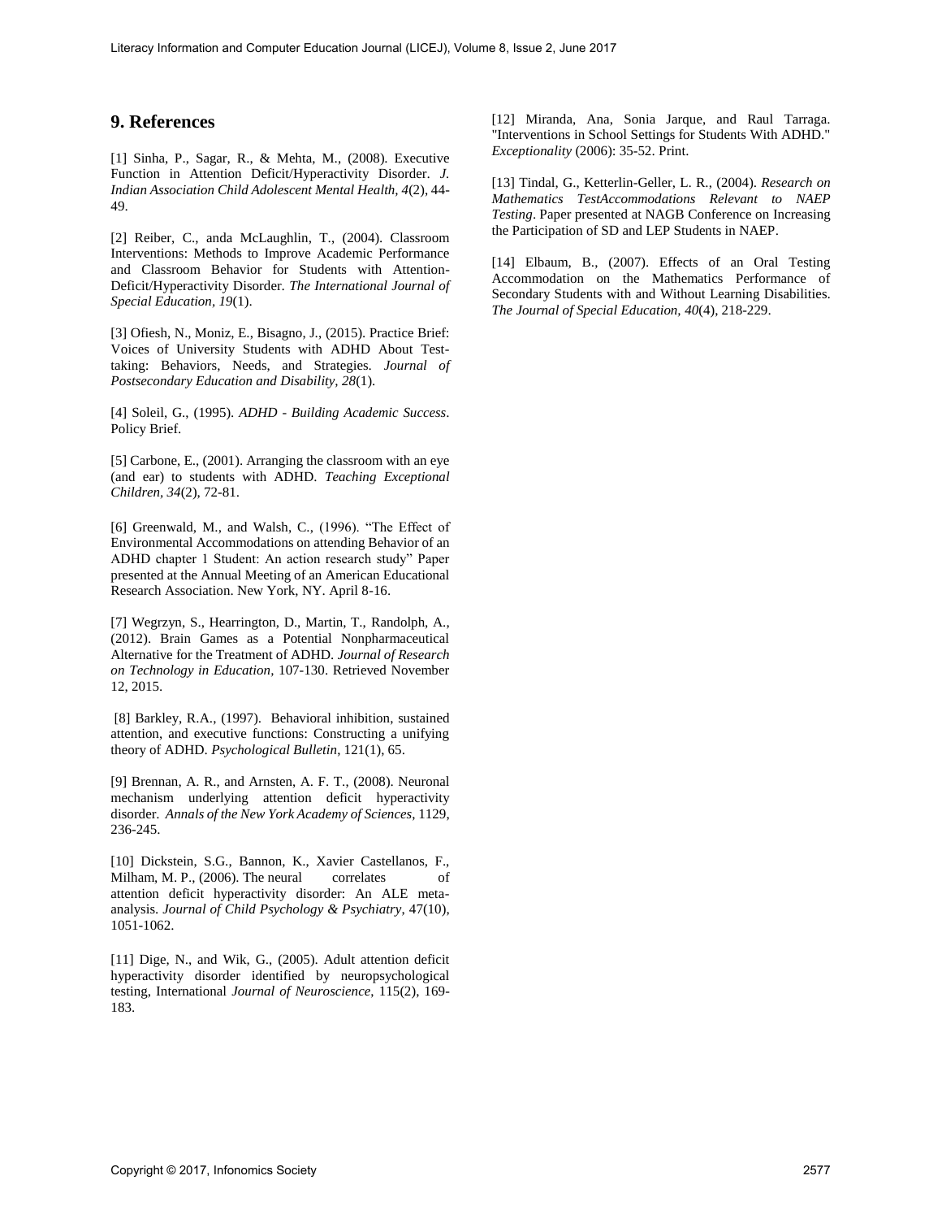## 9. References

[1] Sinha, P., Sagar, R., & Mehta, M., (2008). Executive Function in Attention Deficit/Hyperactivity Disorder. *J. Indian Association Child Adolescent Mental Health*, *4*(2), 44-49.

[2] Reiber, C., anda McLaughlin, T., (2004). Classroom Interventions: Methods to Improve Academic Performance and Classroom Behavior for Students with Attention-Deficit/Hyperactivity Disorder. *The International Journal of Special Education, 19*(1).

[3] Ofiesh, N., Moniz, E., Bisagno, J., (2015). Practice Brief: Voices of University Students with ADHD About Test-taking: Behaviors, Needs, and Strategies. *Journal of Postsecondary Education and Disability, 28*(1).

[4] Soleil, G., (1995). *ADHD - Building Academic Success*. Policy Brief.

[5] Carbone, E., (2001). Arranging the classroom with an eye (and ear) to students with ADHD. *Teaching Exceptional Children, 34*(2), 72-81.

[6] Greenwald, M., and Walsh, C., (1996). "The Effect of Environmental Accommodations on attending Behavior of an ADHD chapter 1 Student: An action research study" Paper presented at the Annual Meeting of an American Educational Research Association. New York, NY. April 8-16.

[7] Wegrzyn, S., Hearrington, D., Martin, T., Randolph, A., (2012). Brain Games as a Potential Nonpharmaceutical Alternative for the Treatment of ADHD. *Journal of Research on Technology in Education,* 107-130. Retrieved November 12, 2015.

[8] Barkley, R.A., (1997). Behavioral inhibition, sustained attention, and executive functions: Constructing a unifying theory of ADHD. *Psychological Bulletin*, 121(1), 65.

[9] Brennan, A. R., and Arnsten, A. F. T., (2008). Neuronal mechanism underlying attention deficit hyperactivity disorder. *Annals of the New York Academy of Sciences*, 1129, 236-245.

[10] Dickstein, S.G., Bannon, K., Xavier Castellanos, F., Milham, M. P., (2006). The neural correlates of attention deficit hyperactivity disorder: An ALE meta-analysis. *Journal of Child Psychology & Psychiatry*, 47(10), 1051-1062.

[11] Dige, N., and Wik, G., (2005). Adult attention deficit hyperactivity disorder identified by neuropsychological testing, International *Journal of Neuroscience*, 115(2), 169-183.

[12] Miranda, Ana, Sonia Jarque, and Raul Tarraga. "Interventions in School Settings for Students With ADHD." *Exceptionality* (2006): 35-52. Print.

[13] Tindal, G., Ketterlin-Geller, L. R., (2004). *Research on Mathematics TestAccommodations Relevant to NAEP Testing*. Paper presented at NAGB Conference on Increasing the Participation of SD and LEP Students in NAEP.

[14] Elbaum, B., (2007). Effects of an Oral Testing Accommodation on the Mathematics Performance of Secondary Students with and Without Learning Disabilities. *The Journal of Special Education, 40*(4), 218-229.